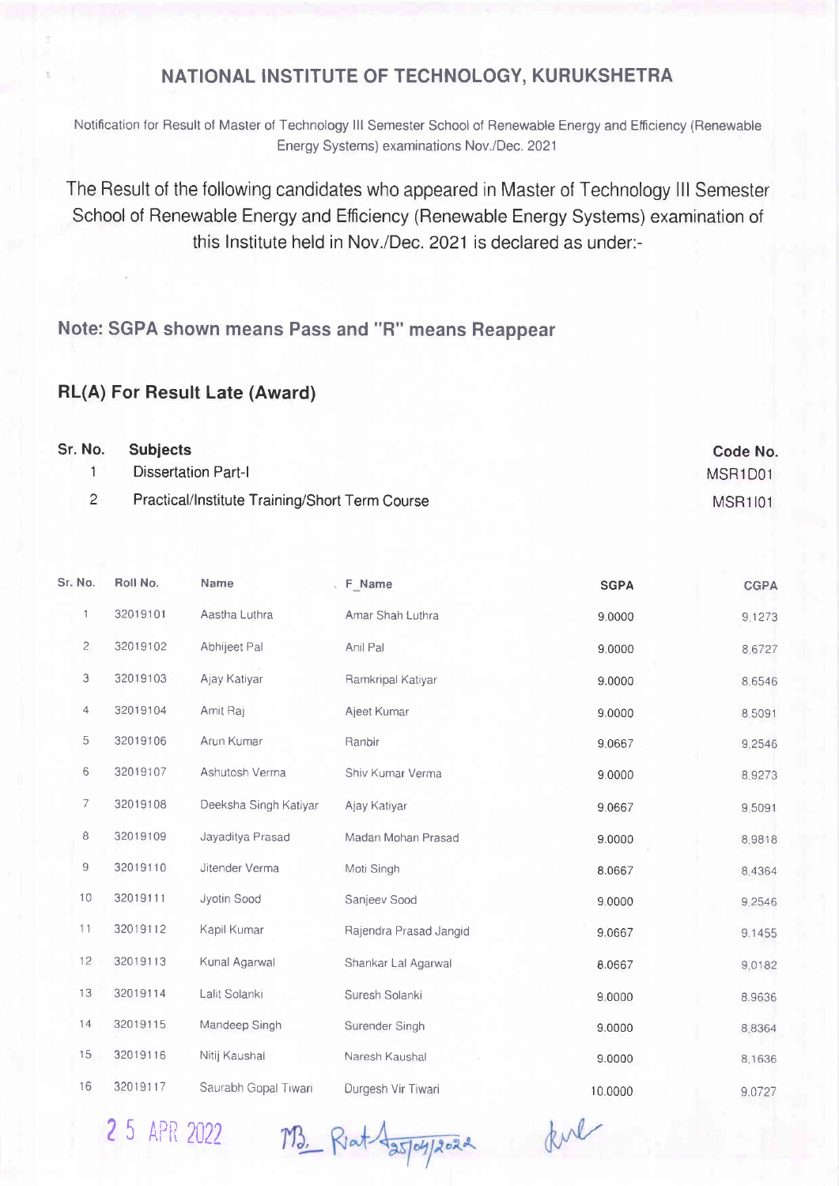# NATIONAL INSTITUTE OF TECHNOLOGY, KURUKSHETRA

Notification for Result of Master of Technology III Semester School of Renewable Energy and Efficiency (Renewable Energy Systems) examinations Nov./Dec. 2021

The Result of the following candidates who appeared in Master of Technology III Semester School of Renewable Energy and Efficiency (Renewable Energy Systems) examination of this Institute held in Nov./Dec. 2021 is declared as under:-

## Note: SGPA shown means Pass and "R" means Reappear

## RL(A) For Result Late (Award)

| Sr. No. | Subjects | Code No. |
|---|---|---|
| 1 | Dissertation Part-I | MSR1D01 |
| 2 | Practical/Institute Training/Short Term Course | MSR1I01 |

| Sr. No. | Roll No. | Name | F_Name | SGPA | CGPA |
|---|---|---|---|---|---|
| 1 | 32019101 | Aastha Luthra | Amar Shah Luthra | 9.0000 | 9.1273 |
| 2 | 32019102 | Abhijeet Pal | Anil Pal | 9.0000 | 8.6727 |
| 3 | 32019103 | Ajay Katiyar | Ramkripal Katiyar | 9.0000 | 8.6546 |
| 4 | 32019104 | Amit Raj | Ajeet Kumar | 9.0000 | 8.5091 |
| 5 | 32019106 | Arun Kumar | Ranbir | 9.0667 | 9.2546 |
| 6 | 32019107 | Ashutosh Verma | Shiv Kumar Verma | 9.0000 | 8.9273 |
| 7 | 32019108 | Deeksha Singh Katiyar | Ajay Katiyar | 9.0667 | 9.5091 |
| 8 | 32019109 | Jayaditya Prasad | Madan Mohan Prasad | 9.0000 | 8.9818 |
| 9 | 32019110 | Jitender Verma | Moti Singh | 8.0667 | 8.4364 |
| 10 | 32019111 | Jyotin Sood | Sanjeev Sood | 9.0000 | 9.2546 |
| 11 | 32019112 | Kapil Kumar | Rajendra Prasad Jangid | 9.0667 | 9.1455 |
| 12 | 32019113 | Kunal Agarwal | Shankar Lal Agarwal | 8.0667 | 9.0182 |
| 13 | 32019114 | Lalit Solanki | Suresh Solanki | 9.0000 | 8.9636 |
| 14 | 32019115 | Mandeep Singh | Surender Singh | 9.0000 | 8.8364 |
| 15 | 32019116 | Nitij Kaushal | Naresh Kaushal | 9.0000 | 8.1636 |
| 16 | 32019117 | Saurabh Gopal Tiwari | Durgesh Vir Tiwari | 10.0000 | 9.0727 |

25 APR 2022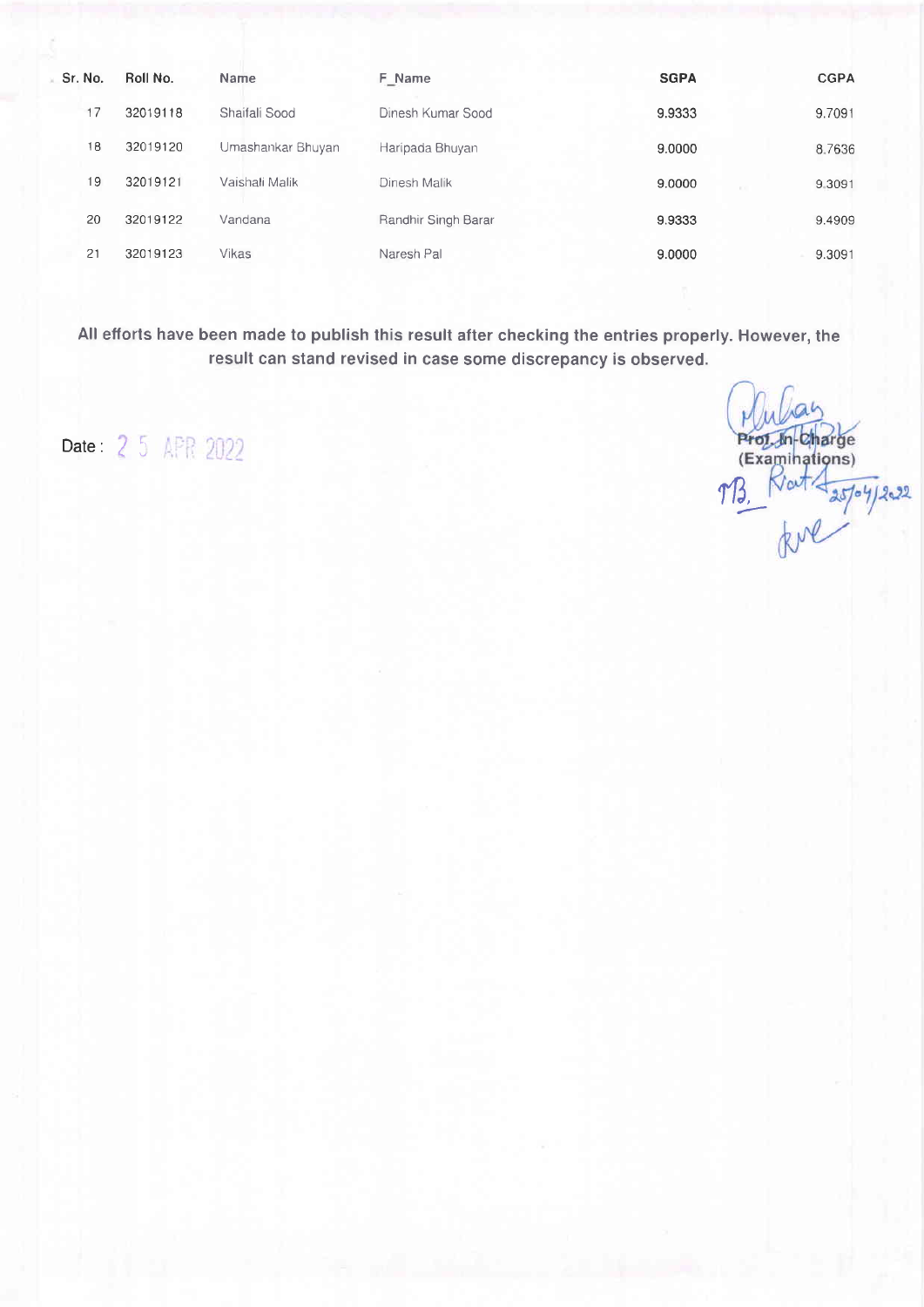| Sr. No. | Roll No. | Name | F_Name | SGPA | CGPA |
|---|---|---|---|---|---|
| 17 | 32019118 | Shaifali Sood | Dinesh Kumar Sood | 9.9333 | 9.7091 |
| 18 | 32019120 | Umashankar Bhuyan | Haripada Bhuyan | 9.0000 | 8.7636 |
| 19 | 32019121 | Vaishali Malik | Dinesh Malik | 9.0000 | 9.3091 |
| 20 | 32019122 | Vandana | Randhir Singh Barar | 9.9333 | 9.4909 |
| 21 | 32019123 | Vikas | Naresh Pal | 9.0000 | 9.3091 |

**All efforts have been made to publish this result after checking the entries properly. However, the result can stand revised in case some discrepancy is observed.**

Date : 25 APR 2022

**Prof. In-Charge**
**(Examinations)**

25/04/2022